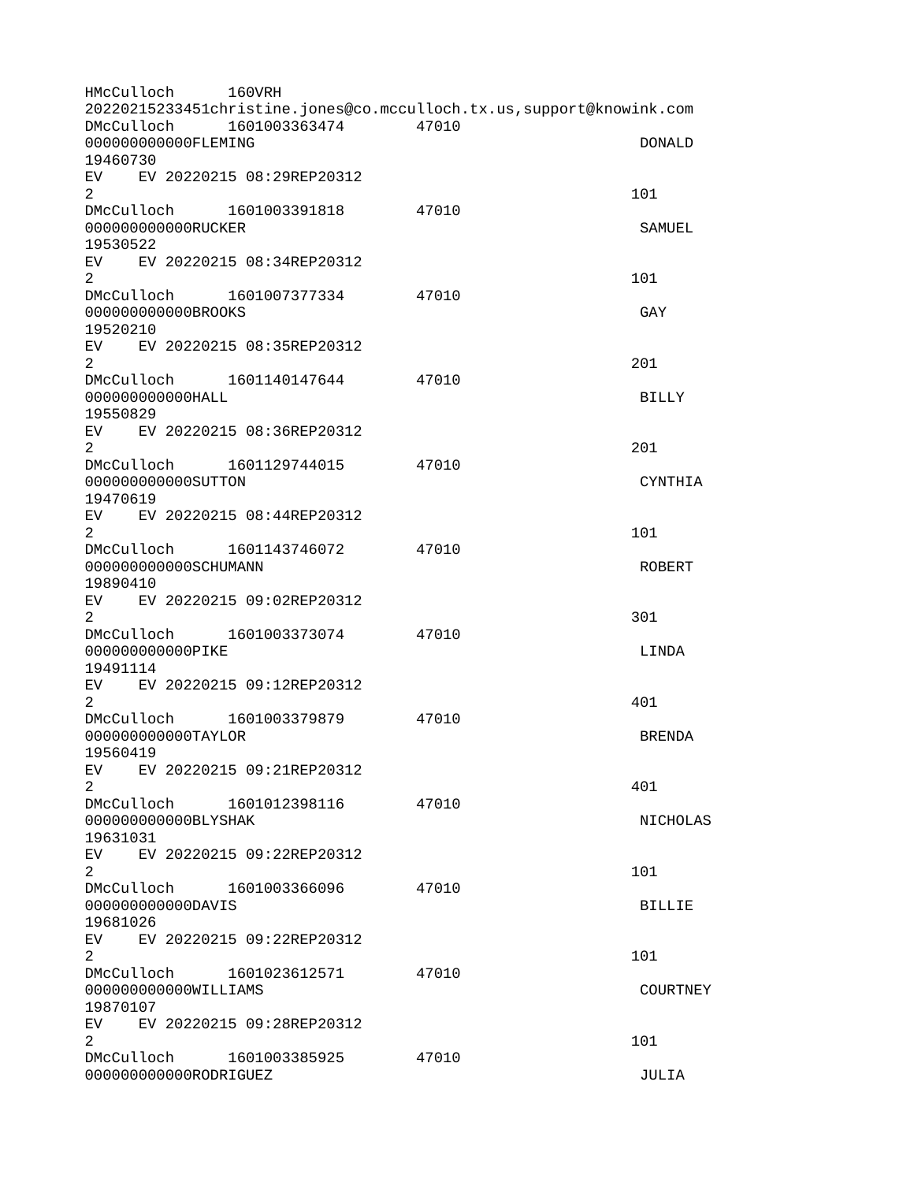```
HMcCulloch      160VRH
20220215233451christine.jones@co.mcculloch.tx.us,support@knowink.com
DMcCulloch      1601003363474       47010
000000000000FLEMING                                                 DONALD
19460730
EV    EV 20220215 08:29REP20312
2                                                                  101
DMcCulloch      1601003391818       47010
000000000000RUCKER                                                  SAMUEL
19530522
EV    EV 20220215 08:34REP20312
2                                                                  101
DMcCulloch      1601007377334       47010
000000000000BROOKS                                                  GAY
19520210
EV    EV 20220215 08:35REP20312
2                                                                  201
DMcCulloch      1601140147644       47010
000000000000HALL                                                    BILLY
19550829
EV    EV 20220215 08:36REP20312
2                                                                  201
DMcCulloch      1601129744015       47010
000000000000SUTTON                                                  CYNTHIA
19470619
EV    EV 20220215 08:44REP20312
2                                                                  101
DMcCulloch      1601143746072       47010
000000000000SCHUMANN                                                ROBERT
19890410
EV    EV 20220215 09:02REP20312
2                                                                  301
DMcCulloch      1601003373074       47010
000000000000PIKE                                                    LINDA
19491114
EV    EV 20220215 09:12REP20312
2                                                                  401
DMcCulloch      1601003379879       47010
000000000000TAYLOR                                                  BRENDA
19560419
EV    EV 20220215 09:21REP20312
2                                                                  401
DMcCulloch      1601012398116       47010
000000000000BLYSHAK                                                 NICHOLAS
19631031
EV    EV 20220215 09:22REP20312
2                                                                  101
DMcCulloch      1601003366096       47010
000000000000DAVIS                                                   BILLIE
19681026
EV    EV 20220215 09:22REP20312
2                                                                  101
DMcCulloch      1601023612571       47010
000000000000WILLIAMS                                                COURTNEY
19870107
EV    EV 20220215 09:28REP20312
2                                                                  101
DMcCulloch      1601003385925       47010
000000000000RODRIGUEZ                                               JULIA
```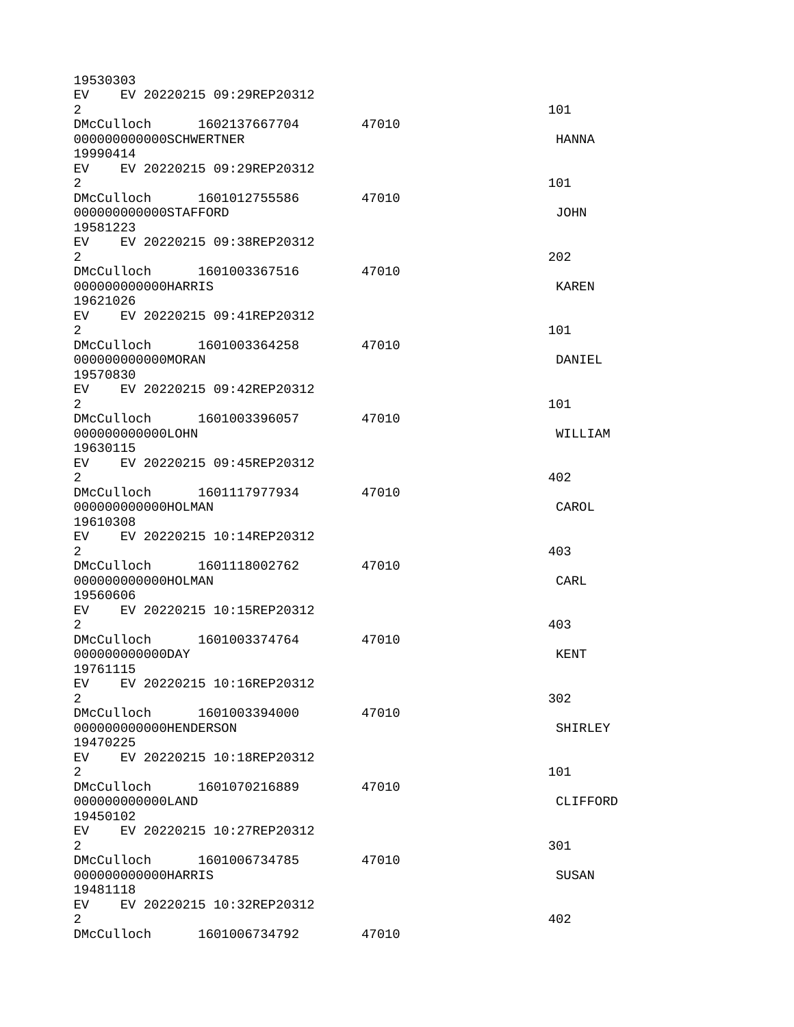```
19530303
EV    EV 20220215 09:29REP20312
2                                                                     101
DMcCulloch      1602137667704       47010
000000000000SCHWERTNER                                                 HANNA
19990414
EV    EV 20220215 09:29REP20312
2                                                                     101
DMcCulloch      1601012755586       47010
000000000000STAFFORD                                                   JOHN
19581223
EV    EV 20220215 09:38REP20312
2                                                                     202
DMcCulloch      1601003367516       47010
000000000000HARRIS                                                     KAREN
19621026
EV    EV 20220215 09:41REP20312
2                                                                     101
DMcCulloch      1601003364258       47010
000000000000MORAN                                                      DANIEL
19570830
EV    EV 20220215 09:42REP20312
2                                                                     101
DMcCulloch      1601003396057       47010
000000000000LOHN                                                       WILLIAM
19630115
EV    EV 20220215 09:45REP20312
2                                                                     402
DMcCulloch      1601117977934       47010
000000000000HOLMAN                                                     CAROL
19610308
EV    EV 20220215 10:14REP20312
2                                                                     403
DMcCulloch      1601118002762       47010
000000000000HOLMAN                                                     CARL
19560606
EV    EV 20220215 10:15REP20312
2                                                                     403
DMcCulloch      1601003374764       47010
000000000000DAY                                                        KENT
19761115
EV    EV 20220215 10:16REP20312
2                                                                     302
DMcCulloch      1601003394000       47010
000000000000HENDERSON                                                  SHIRLEY
19470225
EV    EV 20220215 10:18REP20312
2                                                                     101
DMcCulloch      1601070216889       47010
000000000000LAND                                                       CLIFFORD
19450102
EV    EV 20220215 10:27REP20312
2                                                                     301
DMcCulloch      1601006734785       47010
000000000000HARRIS                                                     SUSAN
19481118
EV    EV 20220215 10:32REP20312
2                                                                     402
DMcCulloch      1601006734792       47010
```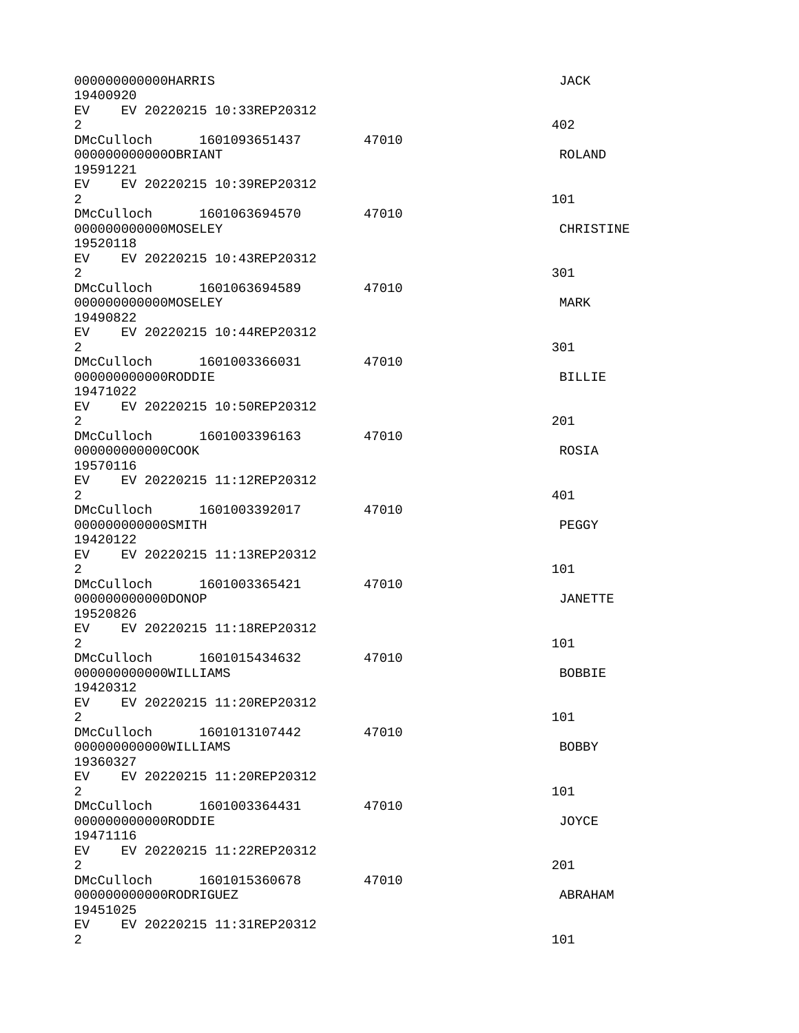```
000000000000HARRIS                                                    JACK
19400920
EV    EV 20220215 10:33REP20312
2                                                                    402
DMcCulloch      1601093651437       47010
000000000000OBRIANT                                                   ROLAND
19591221
EV    EV 20220215 10:39REP20312
2                                                                    101
DMcCulloch      1601063694570       47010
000000000000MOSELEY                                                   CHRISTINE
19520118
EV    EV 20220215 10:43REP20312
2                                                                    301
DMcCulloch      1601063694589       47010
000000000000MOSELEY                                                   MARK
19490822
EV    EV 20220215 10:44REP20312
2                                                                    301
DMcCulloch      1601003366031       47010
000000000000RODDIE                                                    BILLIE
19471022
EV    EV 20220215 10:50REP20312
2                                                                    201
DMcCulloch      1601003396163       47010
000000000000COOK                                                      ROSIA
19570116
EV    EV 20220215 11:12REP20312
2                                                                    401
DMcCulloch      1601003392017       47010
000000000000SMITH                                                     PEGGY
19420122
EV    EV 20220215 11:13REP20312
2                                                                    101
DMcCulloch      1601003365421       47010
000000000000DONOP                                                     JANETTE
19520826
EV    EV 20220215 11:18REP20312
2                                                                    101
DMcCulloch      1601015434632       47010
000000000000WILLIAMS                                                  BOBBIE
19420312
EV    EV 20220215 11:20REP20312
2                                                                    101
DMcCulloch      1601013107442       47010
000000000000WILLIAMS                                                  BOBBY
19360327
EV    EV 20220215 11:20REP20312
2                                                                    101
DMcCulloch      1601003364431       47010
000000000000RODDIE                                                    JOYCE
19471116
EV    EV 20220215 11:22REP20312
2                                                                    201
DMcCulloch      1601015360678       47010
000000000000RODRIGUEZ                                                 ABRAHAM
19451025
EV    EV 20220215 11:31REP20312
2                                                                    101
```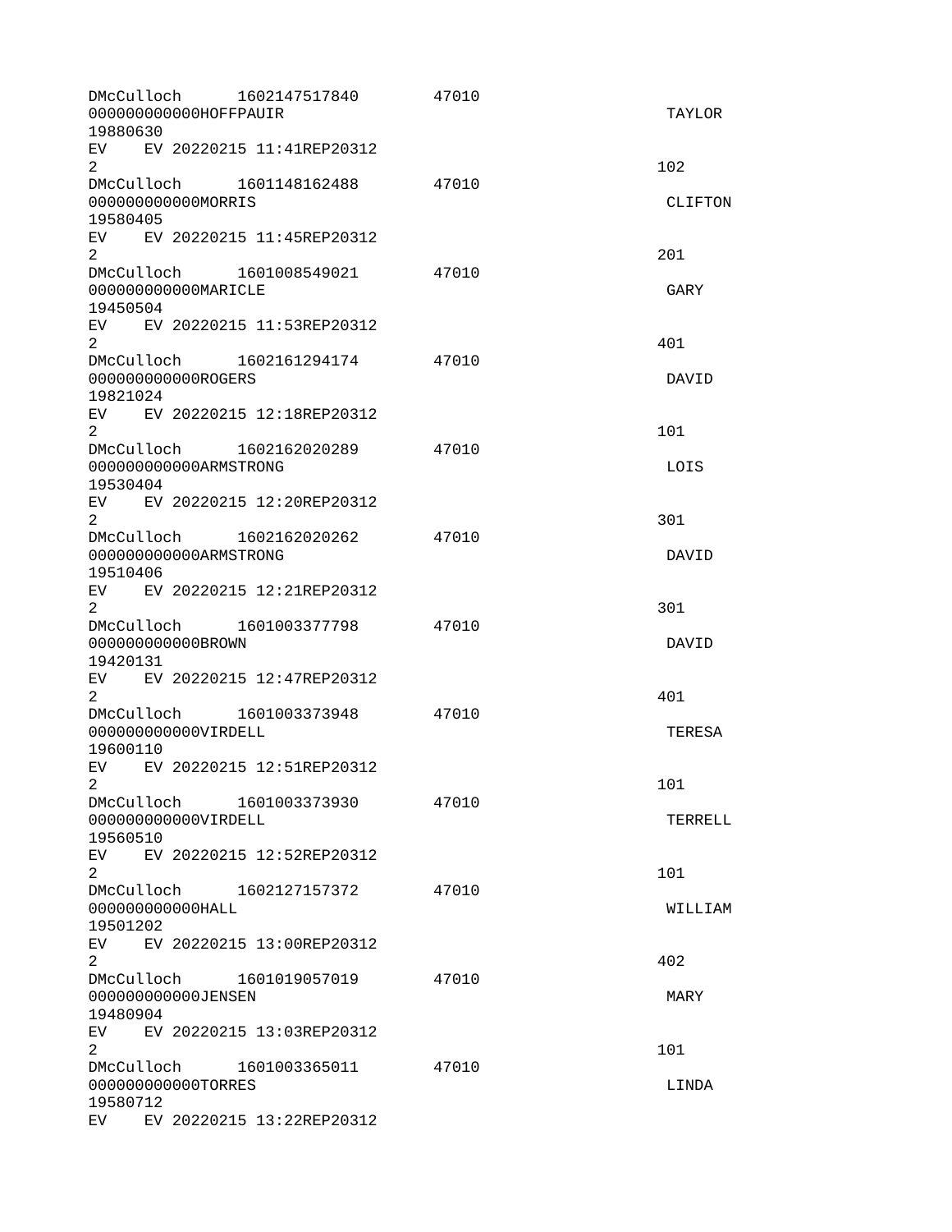```
DMcCulloch      1602147517840        47010
000000000000HOFFPAUIR                                                      TAYLOR
19880630
EV    EV 20220215 11:41REP20312
2                                                                         102
DMcCulloch      1601148162488        47010
000000000000MORRIS                                                         CLIFTON
19580405
EV    EV 20220215 11:45REP20312
2                                                                         201
DMcCulloch      1601008549021        47010
000000000000MARICLE                                                        GARY
19450504
EV    EV 20220215 11:53REP20312
2                                                                         401
DMcCulloch      1602161294174        47010
000000000000ROGERS                                                         DAVID
19821024
EV    EV 20220215 12:18REP20312
2                                                                         101
DMcCulloch      1602162020289        47010
000000000000ARMSTRONG                                                      LOIS
19530404
EV    EV 20220215 12:20REP20312
2                                                                         301
DMcCulloch      1602162020262        47010
000000000000ARMSTRONG                                                      DAVID
19510406
EV    EV 20220215 12:21REP20312
2                                                                         301
DMcCulloch      1601003377798        47010
000000000000BROWN                                                          DAVID
19420131
EV    EV 20220215 12:47REP20312
2                                                                         401
DMcCulloch      1601003373948        47010
000000000000VIRDELL                                                        TERESA
19600110
EV    EV 20220215 12:51REP20312
2                                                                         101
DMcCulloch      1601003373930        47010
000000000000VIRDELL                                                        TERRELL
19560510
EV    EV 20220215 12:52REP20312
2                                                                         101
DMcCulloch      1602127157372        47010
000000000000HALL                                                           WILLIAM
19501202
EV    EV 20220215 13:00REP20312
2                                                                         402
DMcCulloch      1601019057019        47010
000000000000JENSEN                                                         MARY
19480904
EV    EV 20220215 13:03REP20312
2                                                                         101
DMcCulloch      1601003365011        47010
000000000000TORRES                                                         LINDA
19580712
EV    EV 20220215 13:22REP20312
```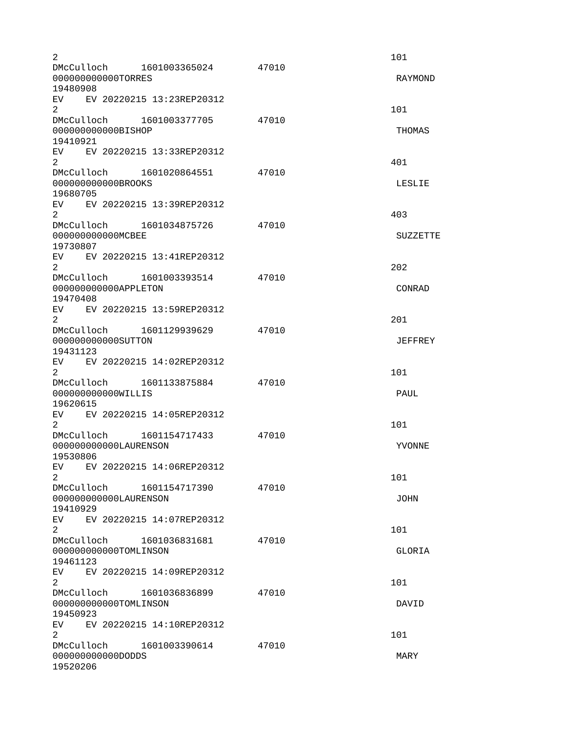```
2                                                                         101
DMcCulloch      1601003365024       47010
000000000000TORRES                                                         RAYMOND
19480908
EV    EV 20220215 13:23REP20312
2                                                                         101
DMcCulloch      1601003377705       47010
000000000000BISHOP                                                         THOMAS
19410921
EV    EV 20220215 13:33REP20312
2                                                                         401
DMcCulloch      1601020864551       47010
000000000000BROOKS                                                         LESLIE
19680705
EV    EV 20220215 13:39REP20312
2                                                                         403
DMcCulloch      1601034875726       47010
000000000000MCBEE                                                          SUZZETTE
19730807
EV    EV 20220215 13:41REP20312
2                                                                         202
DMcCulloch      1601003393514       47010
000000000000APPLETON                                                       CONRAD
19470408
EV    EV 20220215 13:59REP20312
2                                                                         201
DMcCulloch      1601129939629       47010
000000000000SUTTON                                                         JEFFREY
19431123
EV    EV 20220215 14:02REP20312
2                                                                         101
DMcCulloch      1601133875884       47010
000000000000WILLIS                                                         PAUL
19620615
EV    EV 20220215 14:05REP20312
2                                                                         101
DMcCulloch      1601154717433       47010
000000000000LAURENSON                                                      YVONNE
19530806
EV    EV 20220215 14:06REP20312
2                                                                         101
DMcCulloch      1601154717390       47010
000000000000LAURENSON                                                      JOHN
19410929
EV    EV 20220215 14:07REP20312
2                                                                         101
DMcCulloch      1601036831681       47010
000000000000TOMLINSON                                                      GLORIA
19461123
EV    EV 20220215 14:09REP20312
2                                                                         101
DMcCulloch      1601036836899       47010
000000000000TOMLINSON                                                      DAVID
19450923
EV    EV 20220215 14:10REP20312
2                                                                         101
DMcCulloch      1601003390614       47010
000000000000DODDS                                                          MARY
19520206
```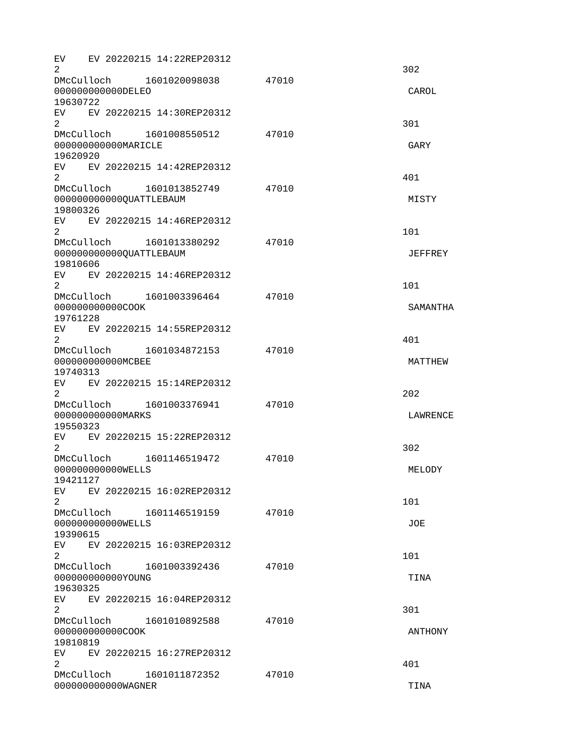```
EV    EV 20220215 14:22REP20312
2                                                                 302
DMcCulloch      1601020098038       47010
000000000000DELEO                                                  CAROL
19630722
EV    EV 20220215 14:30REP20312
2                                                                 301
DMcCulloch      1601008550512       47010
000000000000MARICLE                                                GARY
19620920
EV    EV 20220215 14:42REP20312
2                                                                 401
DMcCulloch      1601013852749       47010
000000000000QUATTLEBAUM                                            MISTY
19800326
EV    EV 20220215 14:46REP20312
2                                                                 101
DMcCulloch      1601013380292       47010
000000000000QUATTLEBAUM                                            JEFFREY
19810606
EV    EV 20220215 14:46REP20312
2                                                                 101
DMcCulloch      1601003396464       47010
000000000000COOK                                                   SAMANTHA
19761228
EV    EV 20220215 14:55REP20312
2                                                                 401
DMcCulloch      1601034872153       47010
000000000000MCBEE                                                  MATTHEW
19740313
EV    EV 20220215 15:14REP20312
2                                                                 202
DMcCulloch      1601003376941       47010
000000000000MARKS                                                  LAWRENCE
19550323
EV    EV 20220215 15:22REP20312
2                                                                 302
DMcCulloch      1601146519472       47010
000000000000WELLS                                                  MELODY
19421127
EV    EV 20220215 16:02REP20312
2                                                                 101
DMcCulloch      1601146519159       47010
000000000000WELLS                                                  JOE
19390615
EV    EV 20220215 16:03REP20312
2                                                                 101
DMcCulloch      1601003392436       47010
000000000000YOUNG                                                  TINA
19630325
EV    EV 20220215 16:04REP20312
2                                                                 301
DMcCulloch      1601010892588       47010
000000000000COOK                                                   ANTHONY
19810819
EV    EV 20220215 16:27REP20312
2                                                                 401
DMcCulloch      1601011872352       47010
000000000000WAGNER                                                 TINA
```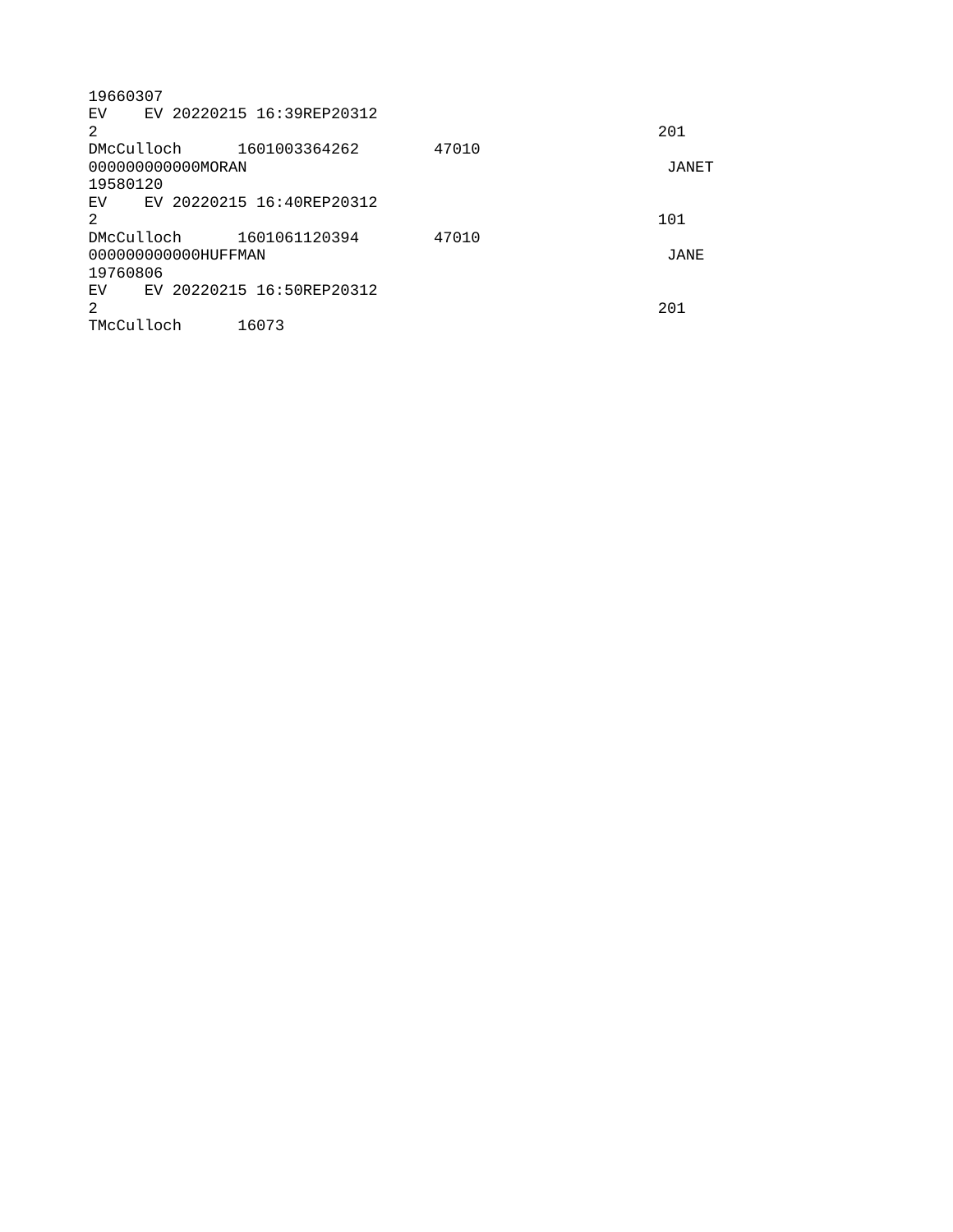```
19660307
EV    EV 20220215 16:39REP20312
2                                                                       201
DMcCulloch      1601003364262        47010
000000000000MORAN                                                        JANET
19580120
EV    EV 20220215 16:40REP20312
2                                                                       101
DMcCulloch      1601061120394        47010
000000000000HUFFMAN                                                      JANE
19760806
EV    EV 20220215 16:50REP20312
2                                                                       201
TMcCulloch      16073
```